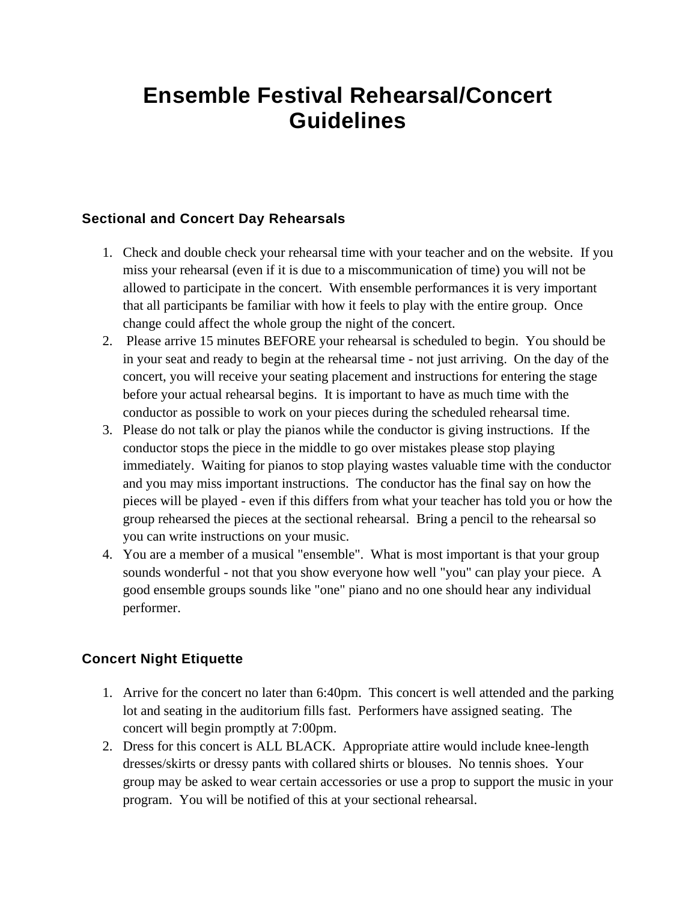# Ensemble Festival Rehearsal/Concert Guidelines

### Sectional and Concert Day Rehearsals

1. Check and double check your rehearsal time with your teacher and on the website. If you miss your rehearsal (even if it is due to a miscommunication of time) you will not be allowed to participate in the concert. With ensemble performances it is very important that all participants be familiar with how it feels to play with the entire group. Once change could affect the whole group the night of the concert.
2. Please arrive 15 minutes BEFORE your rehearsal is scheduled to begin. You should be in your seat and ready to begin at the rehearsal time - not just arriving. On the day of the concert, you will receive your seating placement and instructions for entering the stage before your actual rehearsal begins. It is important to have as much time with the conductor as possible to work on your pieces during the scheduled rehearsal time.
3. Please do not talk or play the pianos while the conductor is giving instructions. If the conductor stops the piece in the middle to go over mistakes please stop playing immediately. Waiting for pianos to stop playing wastes valuable time with the conductor and you may miss important instructions. The conductor has the final say on how the pieces will be played - even if this differs from what your teacher has told you or how the group rehearsed the pieces at the sectional rehearsal. Bring a pencil to the rehearsal so you can write instructions on your music.
4. You are a member of a musical "ensemble". What is most important is that your group sounds wonderful - not that you show everyone how well "you" can play your piece. A good ensemble groups sounds like "one" piano and no one should hear any individual performer.

### Concert Night Etiquette

1. Arrive for the concert no later than 6:40pm. This concert is well attended and the parking lot and seating in the auditorium fills fast. Performers have assigned seating. The concert will begin promptly at 7:00pm.
2. Dress for this concert is ALL BLACK. Appropriate attire would include knee-length dresses/skirts or dressy pants with collared shirts or blouses. No tennis shoes. Your group may be asked to wear certain accessories or use a prop to support the music in your program. You will be notified of this at your sectional rehearsal.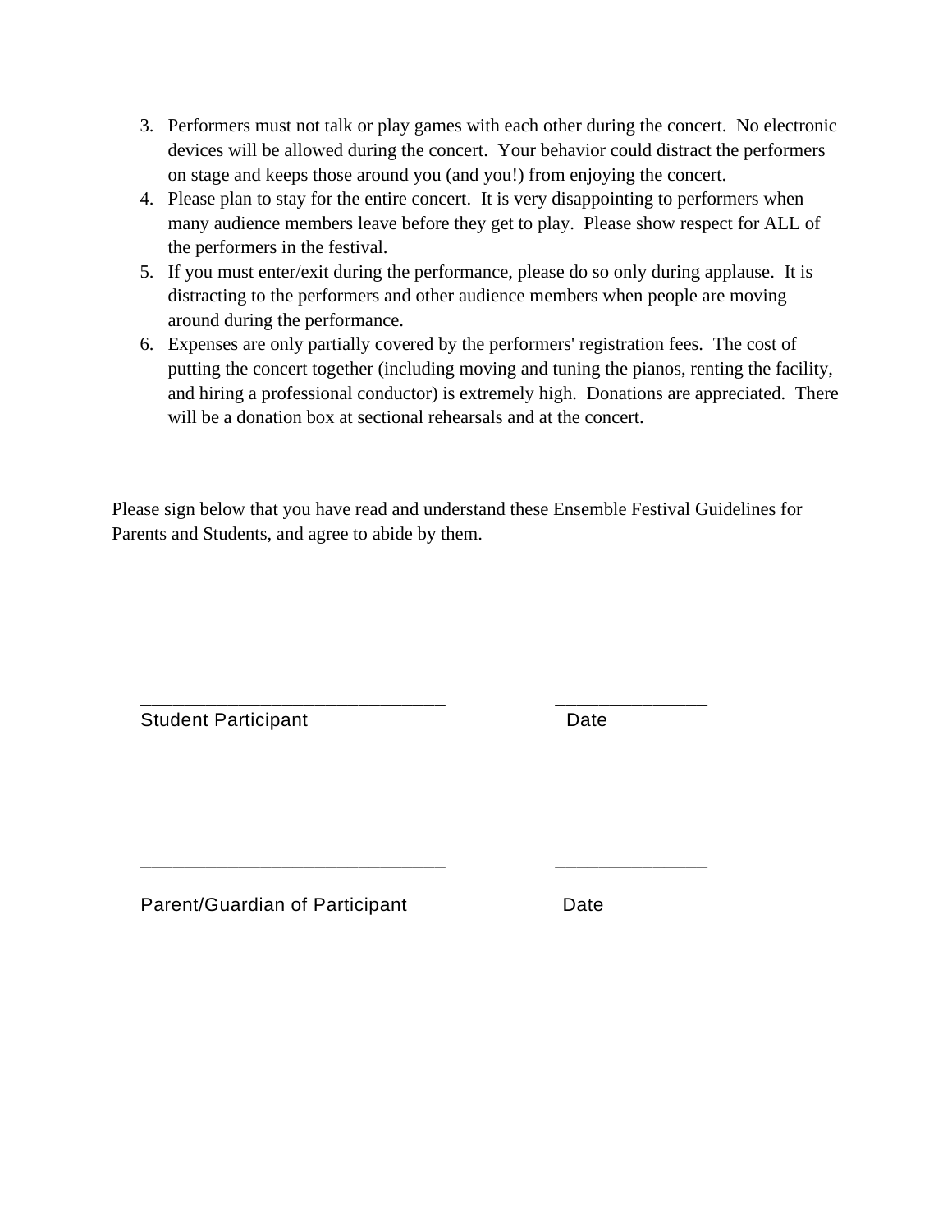3. Performers must not talk or play games with each other during the concert. No electronic devices will be allowed during the concert. Your behavior could distract the performers on stage and keeps those around you (and you!) from enjoying the concert.
4. Please plan to stay for the entire concert. It is very disappointing to performers when many audience members leave before they get to play. Please show respect for ALL of the performers in the festival.
5. If you must enter/exit during the performance, please do so only during applause. It is distracting to the performers and other audience members when people are moving around during the performance.
6. Expenses are only partially covered by the performers' registration fees. The cost of putting the concert together (including moving and tuning the pianos, renting the facility, and hiring a professional conductor) is extremely high. Donations are appreciated. There will be a donation box at sectional rehearsals and at the concert.

Please sign below that you have read and understand these Ensemble Festival Guidelines for Parents and Students, and agree to abide by them.

______________________________ _______________

Student Participant Date

______________________________ _______________

Parent/Guardian of Participant Date